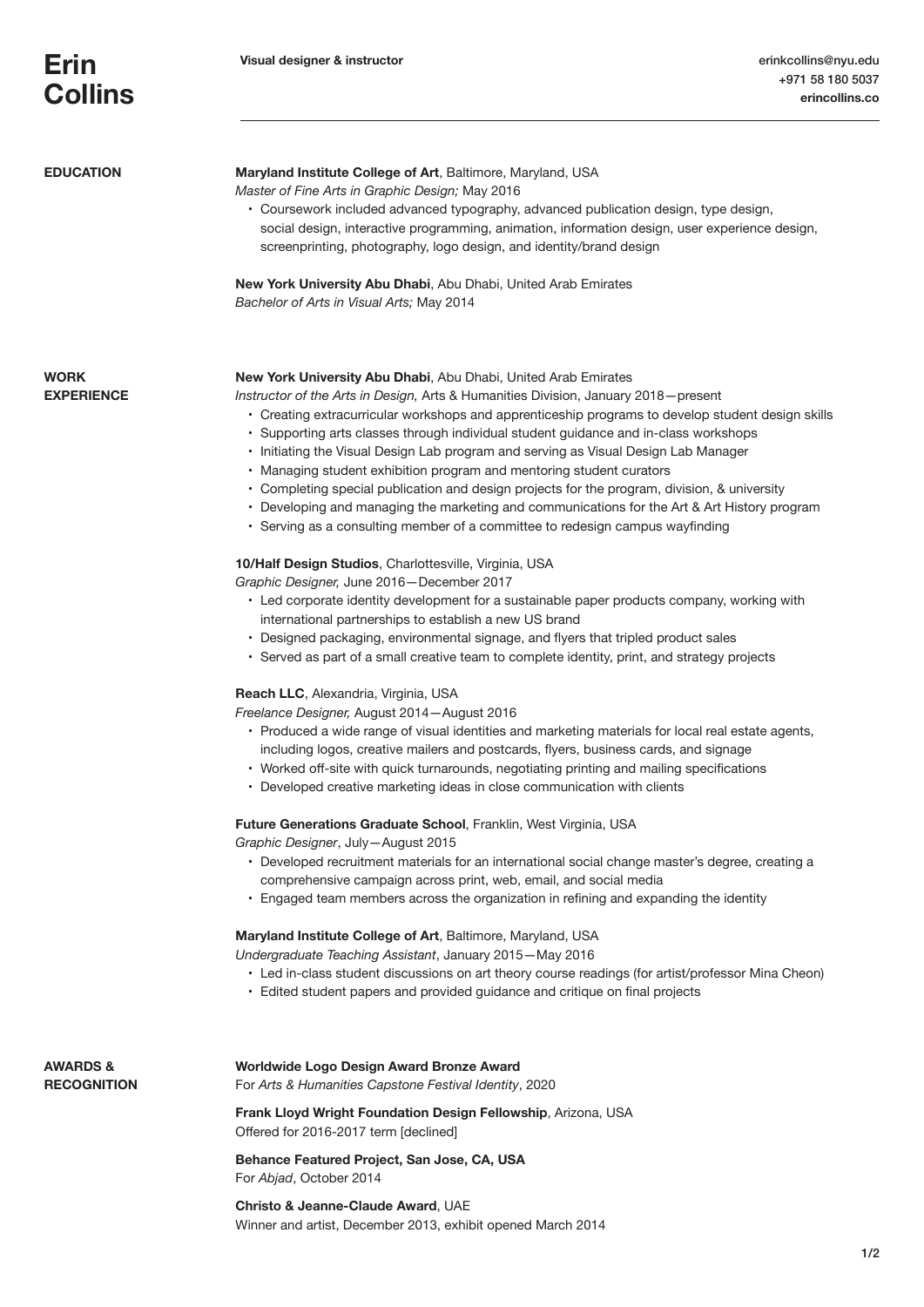# Erin Collins

**Visual designer & instructor**

erinkcollins@nyu.edu
+971 58 180 5037
erincollins.co

---

## EDUCATION

**Maryland Institute College of Art**, Baltimore, Maryland, USA
*Master of Fine Arts in Graphic Design;* May 2016

- Coursework included advanced typography, advanced publication design, type design, social design, interactive programming, animation, information design, user experience design, screenprinting, photography, logo design, and identity/brand design

**New York University Abu Dhabi**, Abu Dhabi, United Arab Emirates
*Bachelor of Arts in Visual Arts;* May 2014

## WORK EXPERIENCE

**New York University Abu Dhabi**, Abu Dhabi, United Arab Emirates
*Instructor of the Arts in Design,* Arts & Humanities Division, January 2018—present

- Creating extracurricular workshops and apprenticeship programs to develop student design skills
- Supporting arts classes through individual student guidance and in-class workshops
- Initiating the Visual Design Lab program and serving as Visual Design Lab Manager
- Managing student exhibition program and mentoring student curators
- Completing special publication and design projects for the program, division, & university
- Developing and managing the marketing and communications for the Art & Art History program
- Serving as a consulting member of a committee to redesign campus wayfinding

**10/Half Design Studios**, Charlottesville, Virginia, USA
*Graphic Designer,* June 2016—December 2017

- Led corporate identity development for a sustainable paper products company, working with international partnerships to establish a new US brand
- Designed packaging, environmental signage, and flyers that tripled product sales
- Served as part of a small creative team to complete identity, print, and strategy projects

**Reach LLC**, Alexandria, Virginia, USA
*Freelance Designer,* August 2014—August 2016

- Produced a wide range of visual identities and marketing materials for local real estate agents, including logos, creative mailers and postcards, flyers, business cards, and signage
- Worked off-site with quick turnarounds, negotiating printing and mailing specifications
- Developed creative marketing ideas in close communication with clients

**Future Generations Graduate School**, Franklin, West Virginia, USA
*Graphic Designer*, July—August 2015

- Developed recruitment materials for an international social change master's degree, creating a comprehensive campaign across print, web, email, and social media
- Engaged team members across the organization in refining and expanding the identity

**Maryland Institute College of Art**, Baltimore, Maryland, USA
*Undergraduate Teaching Assistant*, January 2015—May 2016

- Led in-class student discussions on art theory course readings (for artist/professor Mina Cheon)
- Edited student papers and provided guidance and critique on final projects

## AWARDS & RECOGNITION

**Worldwide Logo Design Award Bronze Award**
For *Arts & Humanities Capstone Festival Identity*, 2020

**Frank Lloyd Wright Foundation Design Fellowship**, Arizona, USA
Offered for 2016-2017 term [declined]

**Behance Featured Project, San Jose, CA, USA**
For *Abjad*, October 2014

**Christo & Jeanne-Claude Award**, UAE
Winner and artist, December 2013, exhibit opened March 2014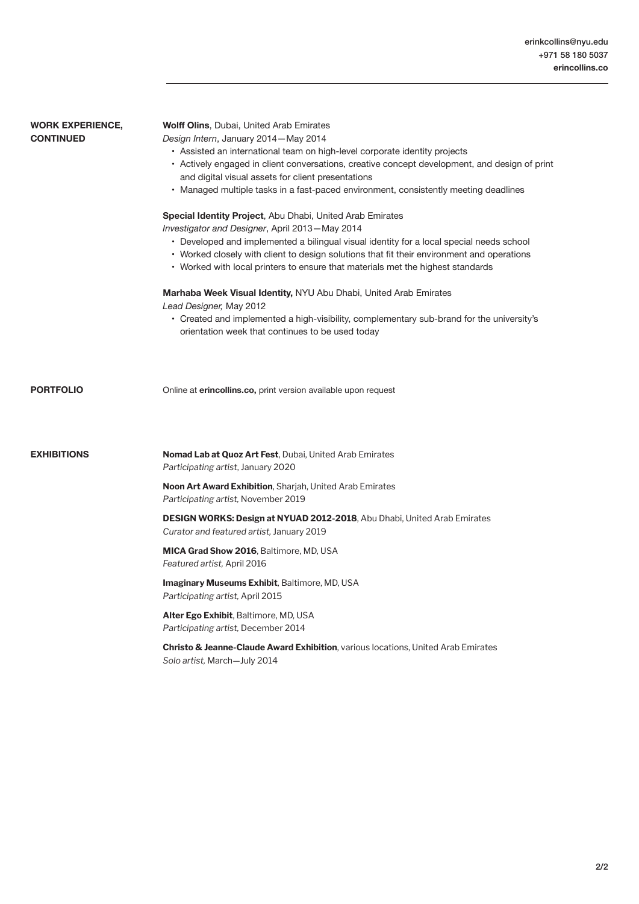erinkcollins@nyu.edu
+971 58 180 5037
**erincollins.co**

## WORK EXPERIENCE, CONTINUED

**Wolff Olins**, Dubai, United Arab Emirates
*Design Intern*, January 2014—May 2014

- Assisted an international team on high-level corporate identity projects
- Actively engaged in client conversations, creative concept development, and design of print and digital visual assets for client presentations
- Managed multiple tasks in a fast-paced environment, consistently meeting deadlines

**Special Identity Project**, Abu Dhabi, United Arab Emirates
*Investigator and Designer*, April 2013—May 2014

- Developed and implemented a bilingual visual identity for a local special needs school
- Worked closely with client to design solutions that fit their environment and operations
- Worked with local printers to ensure that materials met the highest standards

**Marhaba Week Visual Identity,** NYU Abu Dhabi, United Arab Emirates
*Lead Designer,* May 2012

- Created and implemented a high-visibility, complementary sub-brand for the university's orientation week that continues to be used today

## PORTFOLIO

Online at **erincollins.co,** print version available upon request

## EXHIBITIONS

**Nomad Lab at Quoz Art Fest**, Dubai, United Arab Emirates
*Participating artist,* January 2020

**Noon Art Award Exhibition**, Sharjah, United Arab Emirates
*Participating artist,* November 2019

**DESIGN WORKS: Design at NYUAD 2012-2018**, Abu Dhabi, United Arab Emirates
*Curator and featured artist,* January 2019

**MICA Grad Show 2016**, Baltimore, MD, USA
*Featured artist,* April 2016

**Imaginary Museums Exhibit**, Baltimore, MD, USA
*Participating artist,* April 2015

**Alter Ego Exhibit**, Baltimore, MD, USA
*Participating artist,* December 2014

**Christo & Jeanne-Claude Award Exhibition**, various locations, United Arab Emirates
*Solo artist,* March—July 2014